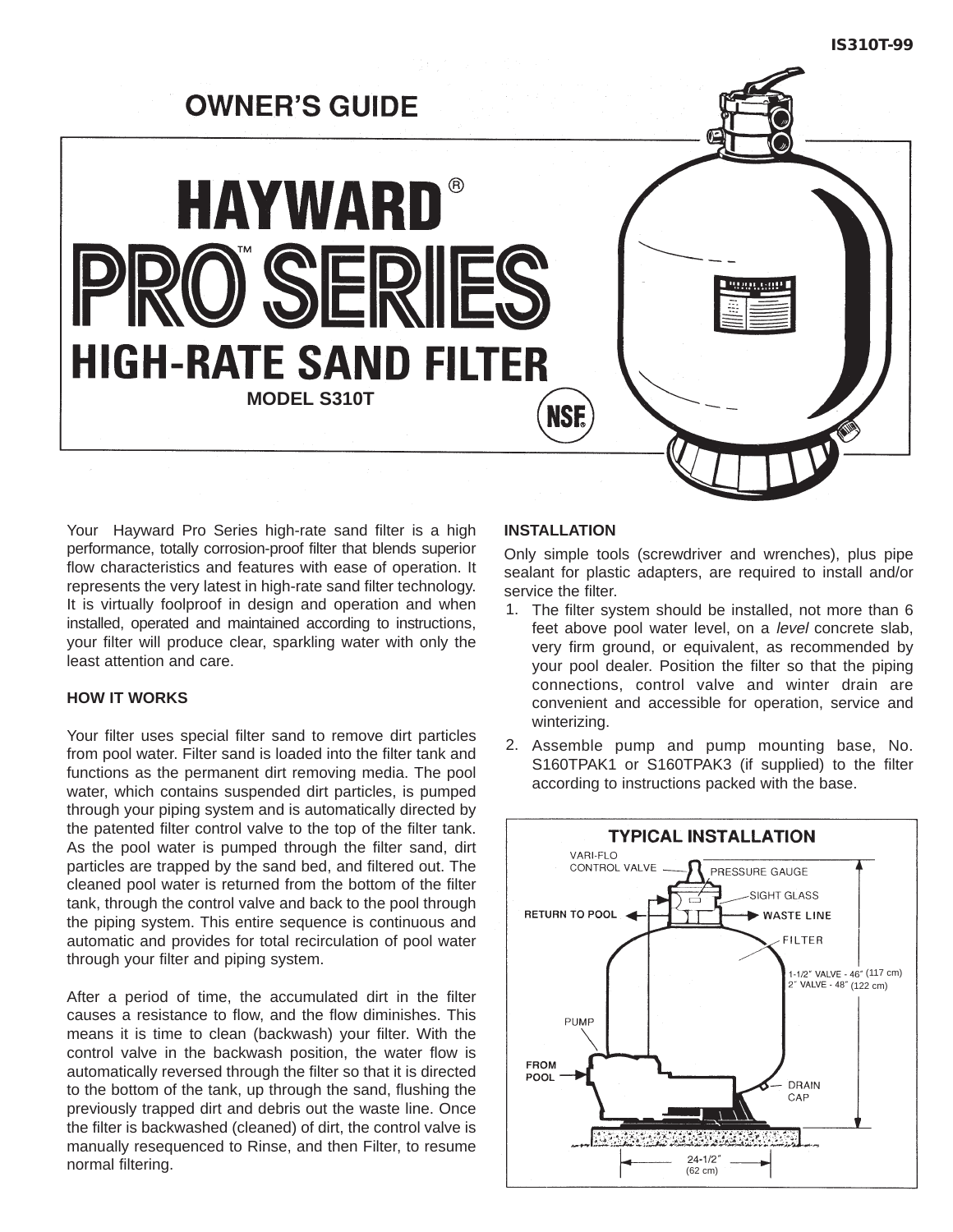IS310T-99

# OWNER'S GUIDE

# HAYWARD® PRO™ SERIES

## HIGH-RATE SAND FILTER

**MODEL S310T**

NSF®

Your Hayward Pro Series high-rate sand filter is a high performance, totally corrosion-proof filter that blends superior flow characteristics and features with ease of operation. It represents the very latest in high-rate sand filter technology. It is virtually foolproof in design and operation and when installed, operated and maintained according to instructions, your filter will produce clear, sparkling water with only the least attention and care.

**HOW IT WORKS**

Your filter uses special filter sand to remove dirt particles from pool water. Filter sand is loaded into the filter tank and functions as the permanent dirt removing media. The pool water, which contains suspended dirt particles, is pumped through your piping system and is automatically directed by the patented filter control valve to the top of the filter tank. As the pool water is pumped through the filter sand, dirt particles are trapped by the sand bed, and filtered out. The cleaned pool water is returned from the bottom of the filter tank, through the control valve and back to the pool through the piping system. This entire sequence is continuous and automatic and provides for total recirculation of pool water through your filter and piping system.

After a period of time, the accumulated dirt in the filter causes a resistance to flow, and the flow diminishes. This means it is time to clean (backwash) your filter. With the control valve in the backwash position, the water flow is automatically reversed through the filter so that it is directed to the bottom of the tank, up through the sand, flushing the previously trapped dirt and debris out the waste line. Once the filter is backwashed (cleaned) of dirt, the control valve is manually resequenced to Rinse, and then Filter, to resume normal filtering.

**INSTALLATION**

Only simple tools (screwdriver and wrenches), plus pipe sealant for plastic adapters, are required to install and/or service the filter.

1. The filter system should be installed, not more than 6 feet above pool water level, on a *level* concrete slab, very firm ground, or equivalent, as recommended by your pool dealer. Position the filter so that the piping connections, control valve and winter drain are convenient and accessible for operation, service and winterizing.
2. Assemble pump and pump mounting base, No. S160TPAK1 or S160TPAK3 (if supplied) to the filter according to instructions packed with the base.

**TYPICAL INSTALLATION**

VARI-FLO CONTROL VALVE
PRESSURE GAUGE
SIGHT GLASS
RETURN TO POOL
WASTE LINE
FILTER
1-1/2″ VALVE - 46″ (117 cm)
2″ VALVE - 48″ (122 cm)
PUMP
FROM POOL
DRAIN CAP
24-1/2″ (62 cm)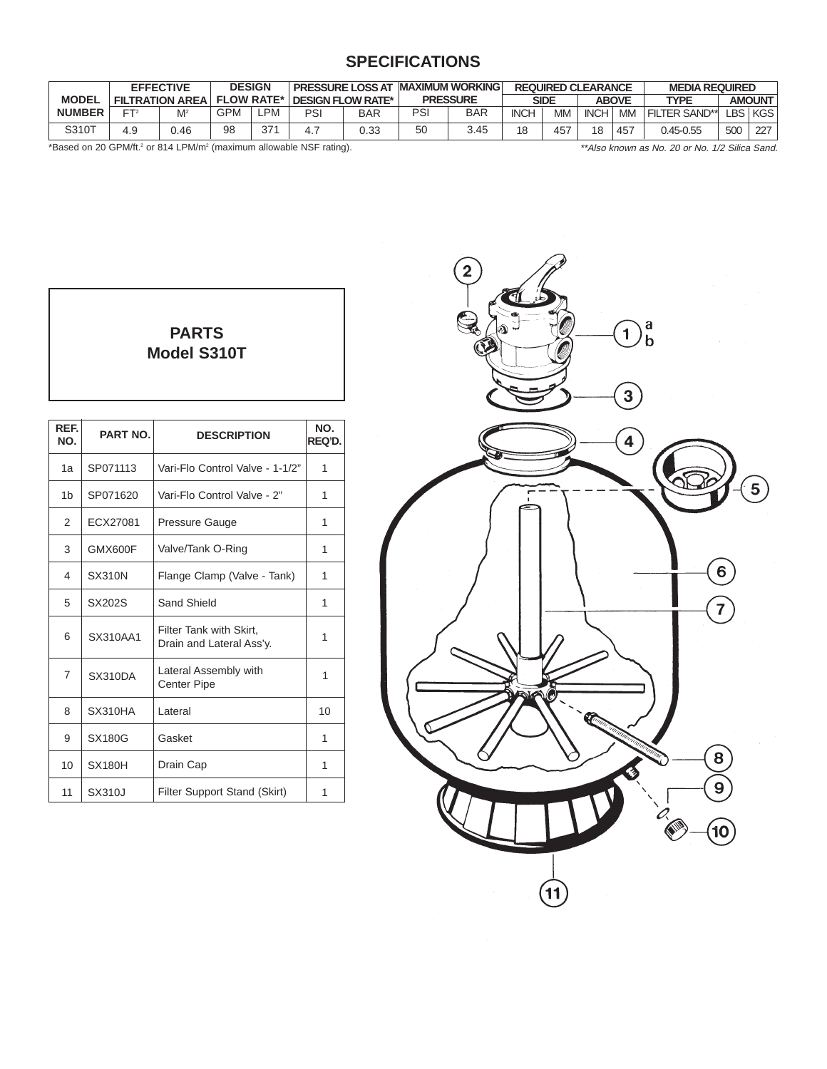## SPECIFICATIONS

| MODEL NUMBER | EFFECTIVE FILTRATION AREA | | DESIGN FLOW RATE* | | PRESSURE LOSS AT DESIGN FLOW RATE* | | MAXIMUM WORKING PRESSURE | | REQUIRED CLEARANCE | | | | MEDIA REQUIRED | | |
|---|---|---|---|---|---|---|---|---|---|---|---|---|---|---|---|
| | | | | | | | | | SIDE | | ABOVE | | TYPE | AMOUNT | |
| | FT² | M² | GPM | LPM | PSI | BAR | PSI | BAR | INCH | MM | INCH | MM | FILTER SAND** | LBS | KGS |
| S310T | 4.9 | 0.46 | 98 | 371 | 4.7 | 0.33 | 50 | 3.45 | 18 | 457 | 18 | 457 | 0.45-0.55 | 500 | 227 |

*Based on 20 GPM/ft.² or 814 LPM/m² (maximum allowable NSF rating).

*\*\*Also known as No. 20 or No. 1/2 Silica Sand.*

## PARTS
## Model S310T

| REF. NO. | PART NO. | DESCRIPTION | NO. REQ'D. |
|---|---|---|---|
| 1a | SP071113 | Vari-Flo Control Valve - 1-1/2" | 1 |
| 1b | SP071620 | Vari-Flo Control Valve - 2" | 1 |
| 2 | ECX27081 | Pressure Gauge | 1 |
| 3 | GMX600F | Valve/Tank O-Ring | 1 |
| 4 | SX310N | Flange Clamp (Valve - Tank) | 1 |
| 5 | SX202S | Sand Shield | 1 |
| 6 | SX310AA1 | Filter Tank with Skirt, Drain and Lateral Ass'y. | 1 |
| 7 | SX310DA | Lateral Assembly with Center Pipe | 1 |
| 8 | SX310HA | Lateral | 10 |
| 9 | SX180G | Gasket | 1 |
| 10 | SX180H | Drain Cap | 1 |
| 11 | SX310J | Filter Support Stand (Skirt) | 1 |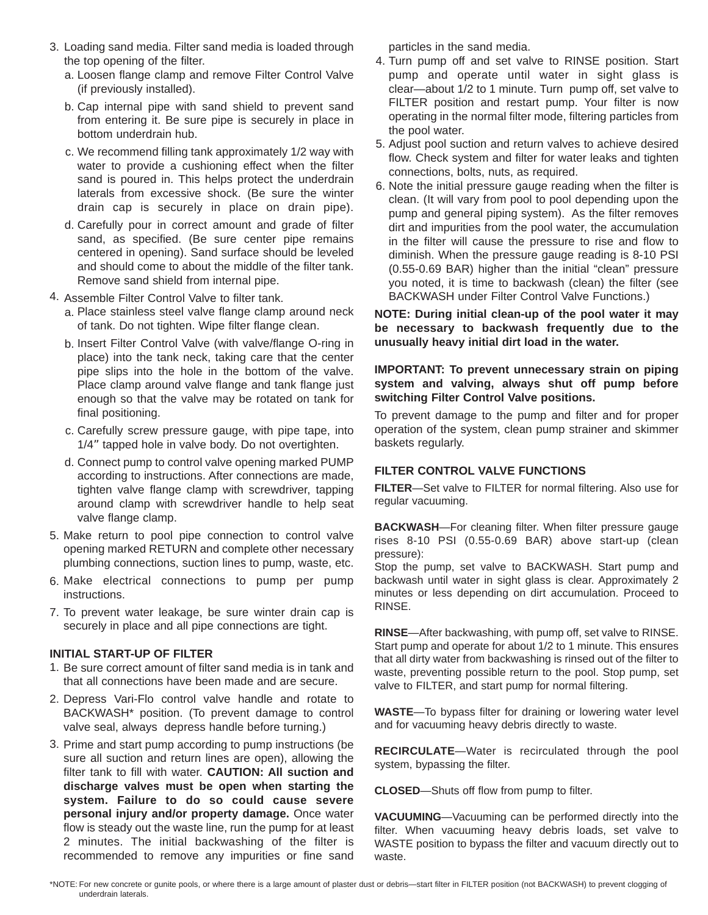3. Loading sand media. Filter sand media is loaded through the top opening of the filter.
   a. Loosen flange clamp and remove Filter Control Valve (if previously installed).
   b. Cap internal pipe with sand shield to prevent sand from entering it. Be sure pipe is securely in place in bottom underdrain hub.
   c. We recommend filling tank approximately 1/2 way with water to provide a cushioning effect when the filter sand is poured in. This helps protect the underdrain laterals from excessive shock. (Be sure the winter drain cap is securely in place on drain pipe).
   d. Carefully pour in correct amount and grade of filter sand, as specified. (Be sure center pipe remains centered in opening). Sand surface should be leveled and should come to about the middle of the filter tank. Remove sand shield from internal pipe.
4. Assemble Filter Control Valve to filter tank.
   a. Place stainless steel valve flange clamp around neck of tank. Do not tighten. Wipe filter flange clean.
   b. Insert Filter Control Valve (with valve/flange O-ring in place) into the tank neck, taking care that the center pipe slips into the hole in the bottom of the valve. Place clamp around valve flange and tank flange just enough so that the valve may be rotated on tank for final positioning.
   c. Carefully screw pressure gauge, with pipe tape, into 1/4″ tapped hole in valve body. Do not overtighten.
   d. Connect pump to control valve opening marked PUMP according to instructions. After connections are made, tighten valve flange clamp with screwdriver, tapping around clamp with screwdriver handle to help seat valve flange clamp.
5. Make return to pool pipe connection to control valve opening marked RETURN and complete other necessary plumbing connections, suction lines to pump, waste, etc.
6. Make electrical connections to pump per pump instructions.
7. To prevent water leakage, be sure winter drain cap is securely in place and all pipe connections are tight.

## INITIAL START-UP OF FILTER

1. Be sure correct amount of filter sand media is in tank and that all connections have been made and are secure.
2. Depress Vari-Flo control valve handle and rotate to BACKWASH* position. (To prevent damage to control valve seal, always depress handle before turning.)
3. Prime and start pump according to pump instructions (be sure all suction and return lines are open), allowing the filter tank to fill with water. **CAUTION: All suction and discharge valves must be open when starting the system. Failure to do so could cause severe personal injury and/or property damage.** Once water flow is steady out the waste line, run the pump for at least 2 minutes. The initial backwashing of the filter is recommended to remove any impurities or fine sand particles in the sand media.
4. Turn pump off and set valve to RINSE position. Start pump and operate until water in sight glass is clear—about 1/2 to 1 minute. Turn pump off, set valve to FILTER position and restart pump. Your filter is now operating in the normal filter mode, filtering particles from the pool water.
5. Adjust pool suction and return valves to achieve desired flow. Check system and filter for water leaks and tighten connections, bolts, nuts, as required.
6. Note the initial pressure gauge reading when the filter is clean. (It will vary from pool to pool depending upon the pump and general piping system). As the filter removes dirt and impurities from the pool water, the accumulation in the filter will cause the pressure to rise and flow to diminish. When the pressure gauge reading is 8-10 PSI (0.55-0.69 BAR) higher than the initial "clean" pressure you noted, it is time to backwash (clean) the filter (see BACKWASH under Filter Control Valve Functions.)

**NOTE: During initial clean-up of the pool water it may be necessary to backwash frequently due to the unusually heavy initial dirt load in the water.**

**IMPORTANT: To prevent unnecessary strain on piping system and valving, always shut off pump before switching Filter Control Valve positions.**

To prevent damage to the pump and filter and for proper operation of the system, clean pump strainer and skimmer baskets regularly.

## FILTER CONTROL VALVE FUNCTIONS

**FILTER**—Set valve to FILTER for normal filtering. Also use for regular vacuuming.

**BACKWASH**—For cleaning filter. When filter pressure gauge rises 8-10 PSI (0.55-0.69 BAR) above start-up (clean pressure):
Stop the pump, set valve to BACKWASH. Start pump and backwash until water in sight glass is clear. Approximately 2 minutes or less depending on dirt accumulation. Proceed to RINSE.

**RINSE**—After backwashing, with pump off, set valve to RINSE. Start pump and operate for about 1/2 to 1 minute. This ensures that all dirty water from backwashing is rinsed out of the filter to waste, preventing possible return to the pool. Stop pump, set valve to FILTER, and start pump for normal filtering.

**WASTE**—To bypass filter for draining or lowering water level and for vacuuming heavy debris directly to waste.

**RECIRCULATE**—Water is recirculated through the pool system, bypassing the filter.

**CLOSED**—Shuts off flow from pump to filter.

**VACUUMING**—Vacuuming can be performed directly into the filter. When vacuuming heavy debris loads, set valve to WASTE position to bypass the filter and vacuum directly out to waste.

*NOTE: For new concrete or gunite pools, or where there is a large amount of plaster dust or debris—start filter in FILTER position (not BACKWASH) to prevent clogging of underdrain laterals.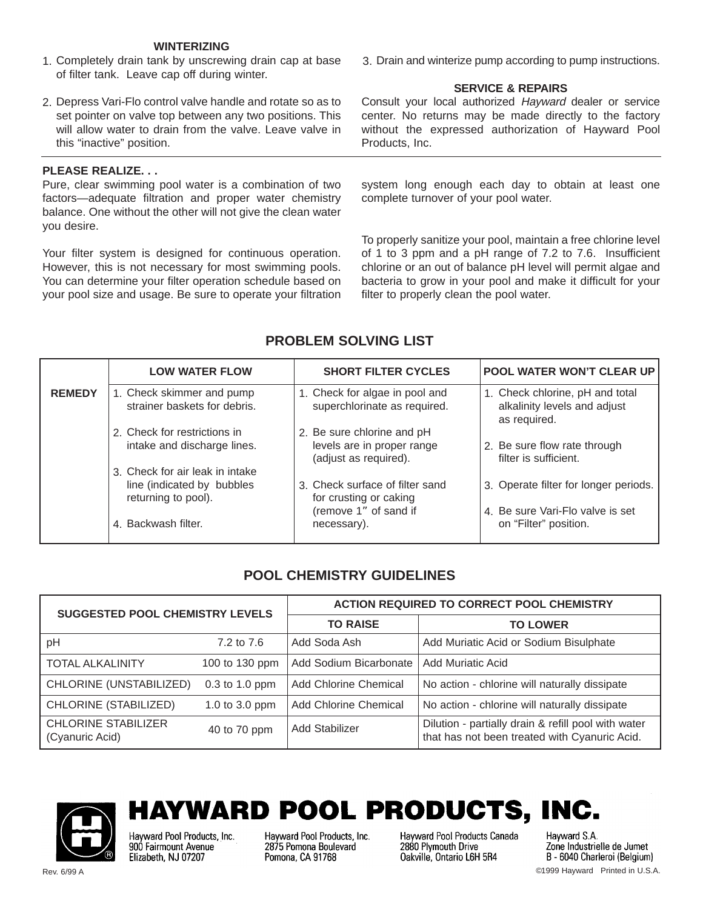## WINTERIZING

1. Completely drain tank by unscrewing drain cap at base of filter tank. Leave cap off during winter.
2. Depress Vari-Flo control valve handle and rotate so as to set pointer on valve top between any two positions. This will allow water to drain from the valve. Leave valve in this "inactive" position.
3. Drain and winterize pump according to pump instructions.

## SERVICE & REPAIRS

Consult your local authorized *Hayward* dealer or service center. No returns may be made directly to the factory without the expressed authorization of Hayward Pool Products, Inc.

**PLEASE REALIZE. . .**

Pure, clear swimming pool water is a combination of two factors—adequate filtration and proper water chemistry balance. One without the other will not give the clean water you desire.

Your filter system is designed for continuous operation. However, this is not necessary for most swimming pools. You can determine your filter operation schedule based on your pool size and usage. Be sure to operate your filtration system long enough each day to obtain at least one complete turnover of your pool water.

To properly sanitize your pool, maintain a free chlorine level of 1 to 3 ppm and a pH range of 7.2 to 7.6. Insufficient chlorine or an out of balance pH level will permit algae and bacteria to grow in your pool and make it difficult for your filter to properly clean the pool water.

## PROBLEM SOLVING LIST

| | LOW WATER FLOW | SHORT FILTER CYCLES | POOL WATER WON'T CLEAR UP |
|---|---|---|---|
| **REMEDY** | 1. Check skimmer and pump strainer baskets for debris.<br>2. Check for restrictions in intake and discharge lines.<br>3. Check for air leak in intake line (indicated by bubbles returning to pool).<br>4. Backwash filter. | 1. Check for algae in pool and superchlorinate as required.<br>2. Be sure chlorine and pH levels are in proper range (adjust as required).<br>3. Check surface of filter sand for crusting or caking (remove 1″ of sand if necessary). | 1. Check chlorine, pH and total alkalinity levels and adjust as required.<br>2. Be sure flow rate through filter is sufficient.<br>3. Operate filter for longer periods.<br>4. Be sure Vari-Flo valve is set on "Filter" position. |

## POOL CHEMISTRY GUIDELINES

| SUGGESTED POOL CHEMISTRY LEVELS | | ACTION REQUIRED TO CORRECT POOL CHEMISTRY | |
|---|---|---|---|
| | | TO RAISE | TO LOWER |
| pH | 7.2 to 7.6 | Add Soda Ash | Add Muriatic Acid or Sodium Bisulphate |
| TOTAL ALKALINITY | 100 to 130 ppm | Add Sodium Bicarbonate | Add Muriatic Acid |
| CHLORINE (UNSTABILIZED) | 0.3 to 1.0 ppm | Add Chlorine Chemical | No action - chlorine will naturally dissipate |
| CHLORINE (STABILIZED) | 1.0 to 3.0 ppm | Add Chlorine Chemical | No action - chlorine will naturally dissipate |
| CHLORINE STABILIZER (Cyanuric Acid) | 40 to 70 ppm | Add Stabilizer | Dilution - partially drain & refill pool with water that has not been treated with Cyanuric Acid. |

**HAYWARD POOL PRODUCTS, INC.**

Hayward Pool Products, Inc.
900 Fairmount Avenue
Elizabeth, NJ 07207

Hayward Pool Products, Inc.
2875 Pomona Boulevard
Pomona, CA 91768

Hayward Pool Products Canada
2880 Plymouth Drive
Oakville, Ontario L6H 5R4

Hayward S.A.
Zone Industrielle de Jumet
B - 6040 Charleroi (Belgium)

Rev. 6/99 A

©1999 Hayward Printed in U.S.A.